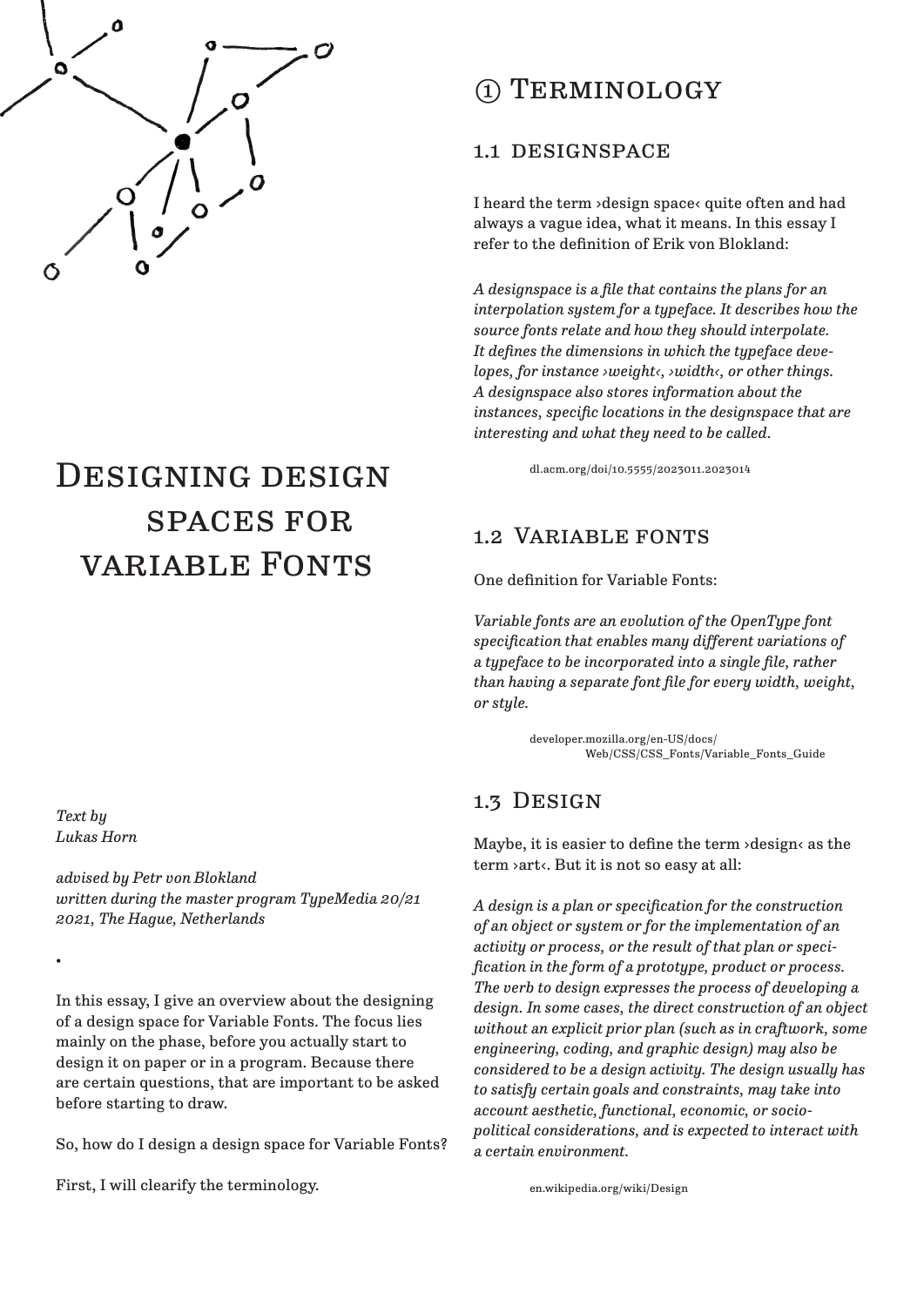# Designing design spaces for variable Fonts

*Text by*
*Lukas Horn*

*advised by Petr von Blokland*
*written during the master program TypeMedia 20/21*
*2021, The Hague, Netherlands*

•

In this essay, I give an overview about the designing of a design space for Variable Fonts. The focus lies mainly on the phase, before you actually start to design it on paper or in a program. Because there are certain questions, that are important to be asked before starting to draw.

So, how do I design a design space for Variable Fonts?

First, I will clearify the terminology.

## ① Terminology

### 1.1 designspace

I heard the term ›design space‹ quite often and had always a vague idea, what it means. In this essay I refer to the definition of Erik von Blokland:

*A designspace is a file that contains the plans for an interpolation system for a typeface. It describes how the source fonts relate and how they should interpolate. It defines the dimensions in which the typeface developes, for instance ›weight‹, ›width‹, or other things. A designspace also stores information about the instances, specific locations in the designspace that are interesting and what they need to be called.*

dl.acm.org/doi/10.5555/2023011.2023014

### 1.2 Variable fonts

One definition for Variable Fonts:

*Variable fonts are an evolution of the OpenType font specification that enables many different variations of a typeface to be incorporated into a single file, rather than having a separate font file for every width, weight, or style.*

developer.mozilla.org/en-US/docs/Web/CSS/CSS_Fonts/Variable_Fonts_Guide

### 1.3 Design

Maybe, it is easier to define the term ›design‹ as the term ›art‹. But it is not so easy at all:

*A design is a plan or specification for the construction of an object or system or for the implementation of an activity or process, or the result of that plan or specification in the form of a prototype, product or process. The verb to design expresses the process of developing a design. In some cases, the direct construction of an object without an explicit prior plan (such as in craftwork, some engineering, coding, and graphic design) may also be considered to be a design activity. The design usually has to satisfy certain goals and constraints, may take into account aesthetic, functional, economic, or socio-political considerations, and is expected to interact with a certain environment.*

en.wikipedia.org/wiki/Design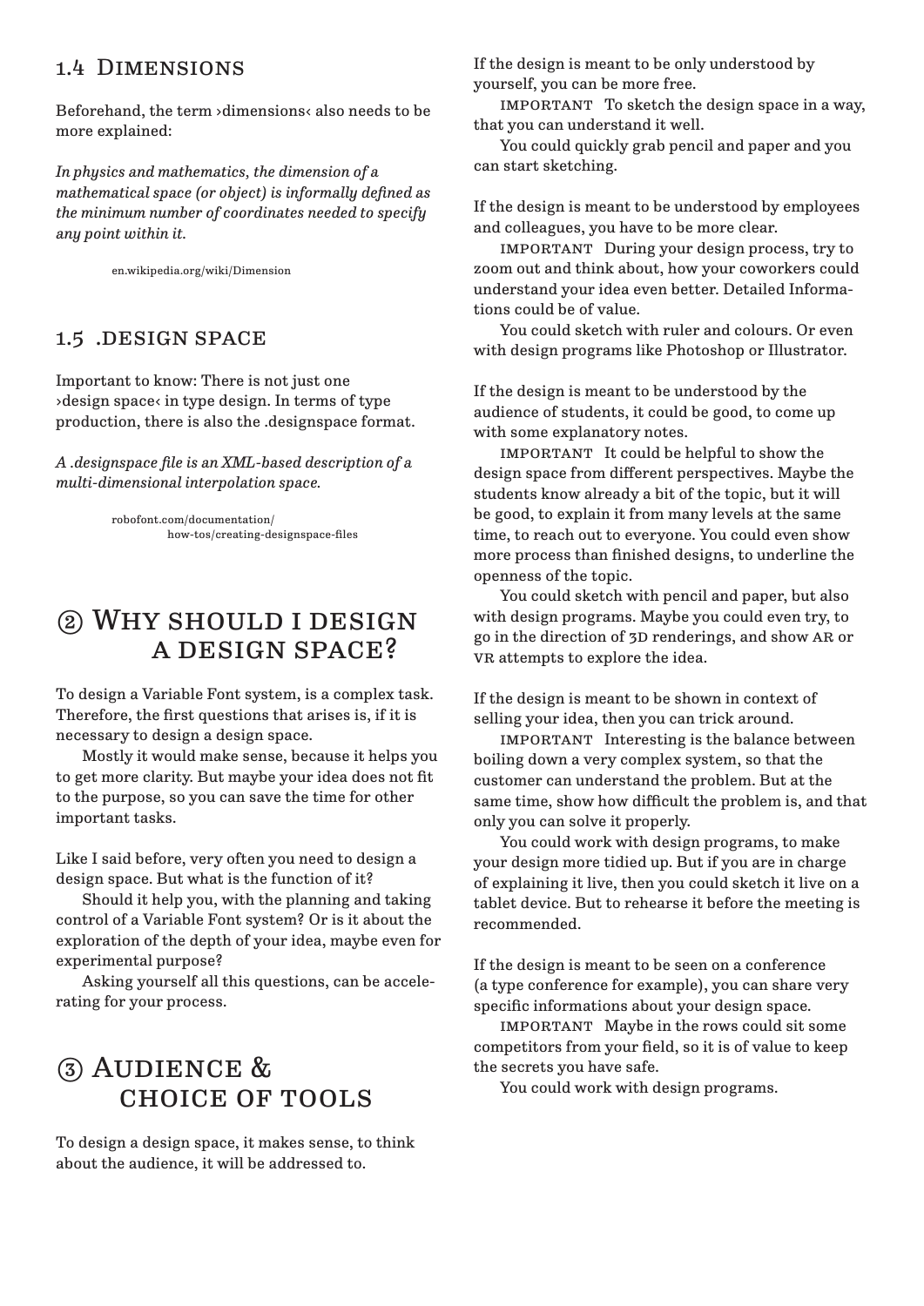## 1.4 Dimensions

Beforehand, the term ›dimensions‹ also needs to be more explained:

*In physics and mathematics, the dimension of a mathematical space (or object) is informally defined as the minimum number of coordinates needed to specify any point within it.*

en.wikipedia.org/wiki/Dimension

## 1.5 .design space

Important to know: There is not just one ›design space‹ in type design. In terms of type production, there is also the .designspace format.

*A .designspace file is an XML-based description of a multi-dimensional interpolation space.*

robofont.com/documentation/how-tos/creating-designspace-files

# ② Why should i design a design space?

To design a Variable Font system, is a complex task. Therefore, the first questions that arises is, if it is necessary to design a design space.

Mostly it would make sense, because it helps you to get more clarity. But maybe your idea does not fit to the purpose, so you can save the time for other important tasks.

Like I said before, very often you need to design a design space. But what is the function of it?

Should it help you, with the planning and taking control of a Variable Font system? Or is it about the exploration of the depth of your idea, maybe even for experimental purpose?

Asking yourself all this questions, can be accelerating for your process.

# ③ Audience & choice of tools

To design a design space, it makes sense, to think about the audience, it will be addressed to.

If the design is meant to be only understood by yourself, you can be more free.

IMPORTANT To sketch the design space in a way, that you can understand it well.

You could quickly grab pencil and paper and you can start sketching.

If the design is meant to be understood by employees and colleagues, you have to be more clear.

IMPORTANT During your design process, try to zoom out and think about, how your coworkers could understand your idea even better. Detailed Informations could be of value.

You could sketch with ruler and colours. Or even with design programs like Photoshop or Illustrator.

If the design is meant to be understood by the audience of students, it could be good, to come up with some explanatory notes.

IMPORTANT It could be helpful to show the design space from different perspectives. Maybe the students know already a bit of the topic, but it will be good, to explain it from many levels at the same time, to reach out to everyone. You could even show more process than finished designs, to underline the openness of the topic.

You could sketch with pencil and paper, but also with design programs. Maybe you could even try, to go in the direction of 3D renderings, and show AR or VR attempts to explore the idea.

If the design is meant to be shown in context of selling your idea, then you can trick around.

IMPORTANT Interesting is the balance between boiling down a very complex system, so that the customer can understand the problem. But at the same time, show how difficult the problem is, and that only you can solve it properly.

You could work with design programs, to make your design more tidied up. But if you are in charge of explaining it live, then you could sketch it live on a tablet device. But to rehearse it before the meeting is recommended.

If the design is meant to be seen on a conference (a type conference for example), you can share very specific informations about your design space.

IMPORTANT Maybe in the rows could sit some competitors from your field, so it is of value to keep the secrets you have safe.

You could work with design programs.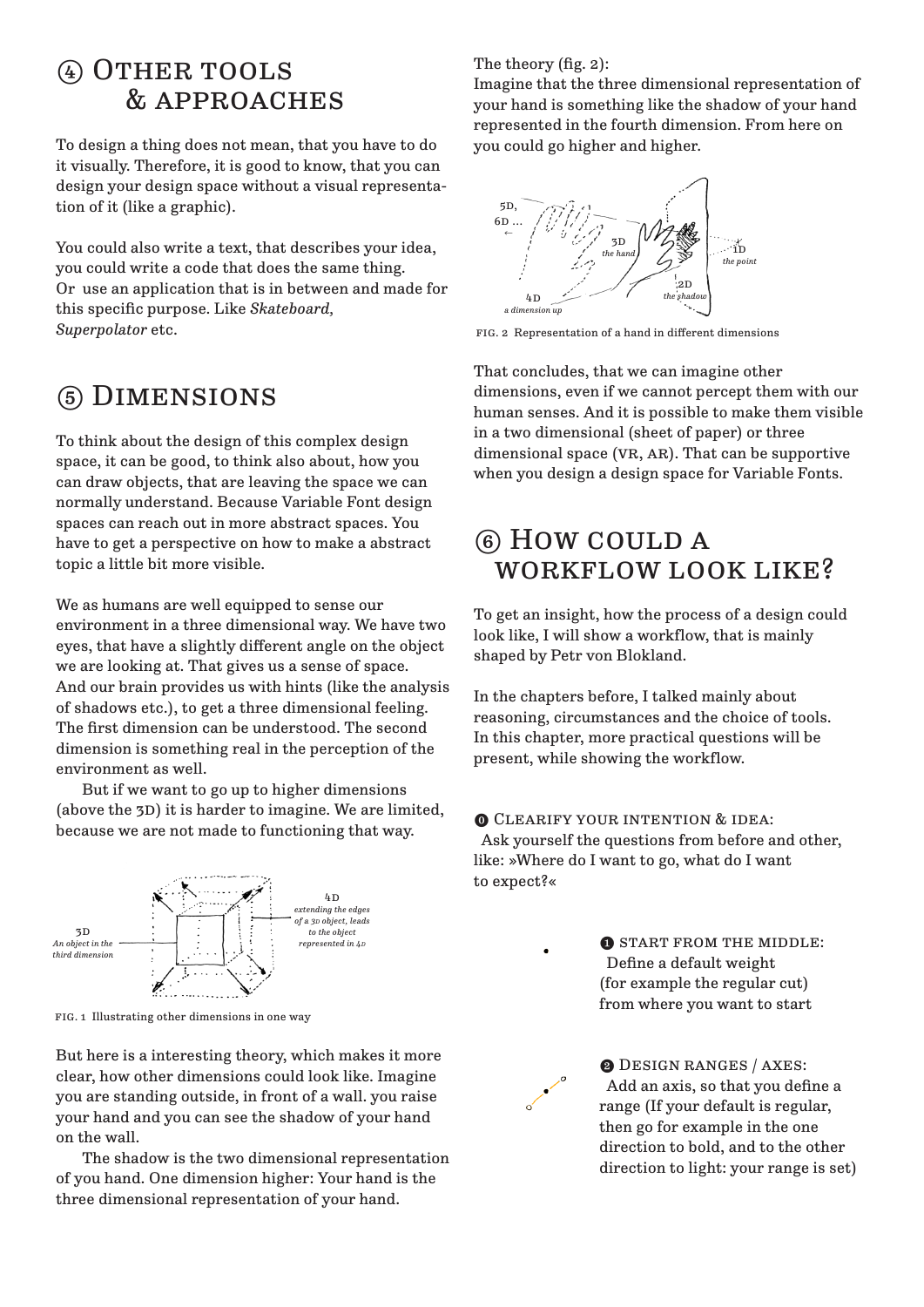## ④ Other tools & approaches

To design a thing does not mean, that you have to do it visually. Therefore, it is good to know, that you can design your design space without a visual representation of it (like a graphic).

You could also write a text, that describes your idea, you could write a code that does the same thing. Or use an application that is in between and made for this specific purpose. Like *Skateboard, Superpolator* etc.

## ⑤ Dimensions

To think about the design of this complex design space, it can be good, to think also about, how you can draw objects, that are leaving the space we can normally understand. Because Variable Font design spaces can reach out in more abstract spaces. You have to get a perspective on how to make a abstract topic a little bit more visible.

We as humans are well equipped to sense our environment in a three dimensional way. We have two eyes, that have a slightly different angle on the object we are looking at. That gives us a sense of space. And our brain provides us with hints (like the analysis of shadows etc.), to get a three dimensional feeling. The first dimension can be understood. The second dimension is something real in the perception of the environment as well.

But if we want to go up to higher dimensions (above the 3D) it is harder to imagine. We are limited, because we are not made to functioning that way.

3D *An object in the third dimension*

4D *extending the edges of a 3D object, leads to the object represented in 4D*

FIG. 1 Illustrating other dimensions in one way

But here is a interesting theory, which makes it more clear, how other dimensions could look like. Imagine you are standing outside, in front of a wall. you raise your hand and you can see the shadow of your hand on the wall.

The shadow is the two dimensional representation of you hand. One dimension higher: Your hand is the three dimensional representation of your hand.

The theory (fig. 2):
Imagine that the three dimensional representation of your hand is something like the shadow of your hand represented in the fourth dimension. From here on you could go higher and higher.

5D, 6D … ←

3D *the hand*

1D *the point*

2D *the shadow*

4D *a dimension up*

FIG. 2 Representation of a hand in different dimensions

That concludes, that we can imagine other dimensions, even if we cannot percept them with our human senses. And it is possible to make them visible in a two dimensional (sheet of paper) or three dimensional space (VR, AR). That can be supportive when you design a design space for Variable Fonts.

## ⑥ How could a workflow look like?

To get an insight, how the process of a design could look like, I will show a workflow, that is mainly shaped by Petr von Blokland.

In the chapters before, I talked mainly about reasoning, circumstances and the choice of tools. In this chapter, more practical questions will be present, while showing the workflow.

**⓿ Clearify your intention & idea:**
Ask yourself the questions from before and other, like: »Where do I want to go, what do I want to expect?«

**❶ Start from the middle:**
Define a default weight (for example the regular cut) from where you want to start

**❷ Design ranges / axes:**
Add an axis, so that you define a range (If your default is regular, then go for example in the one direction to bold, and to the other direction to light: your range is set)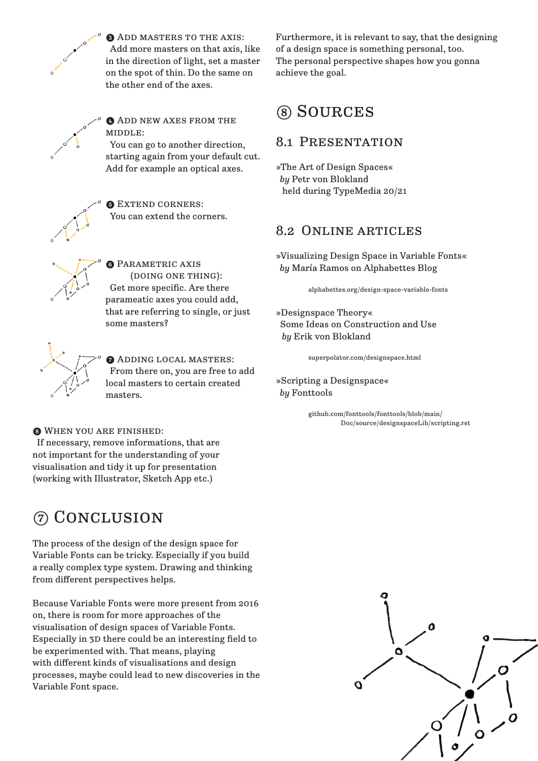❸ Add masters to the axis:
Add more masters on that axis, like in the direction of light, set a master on the spot of thin. Do the same on the other end of the axes.

❹ Add new axes from the middle:
You can go to another direction, starting again from your default cut. Add for example an optical axes.

❺ Extend corners:
You can extend the corners.

❻ Parametric axis (doing one thing):
Get more specific. Are there parameatic axes you could add, that are referring to single, or just some masters?

❼ Adding local masters:
From there on, you are free to add local masters to certain created masters.

❽ When you are finished:
If necessary, remove informations, that are not important for the understanding of your visualisation and tidy it up for presentation (working with Illustrator, Sketch App etc.)

# ⑦ Conclusion

The process of the design of the design space for Variable Fonts can be tricky. Especially if you build a really complex type system. Drawing and thinking from different perspectives helps.

Because Variable Fonts were more present from 2016 on, there is room for more approaches of the visualisation of design spaces of Variable Fonts. Especially in 3D there could be an interesting field to be experimented with. That means, playing with different kinds of visualisations and design processes, maybe could lead to new discoveries in the Variable Font space.

Furthermore, it is relevant to say, that the designing of a design space is something personal, too. The personal perspective shapes how you gonna achieve the goal.

# ⑧ Sources

## 8.1 Presentation

»The Art of Design Spaces«
*by* Petr von Blokland
held during TypeMedia 20/21

## 8.2 Online Articles

»Visualizing Design Space in Variable Fonts«
*by* María Ramos on Alphabettes Blog

alphabettes.org/design-space-variable-fonts

»Designspace Theory«
Some Ideas on Construction and Use
*by* Erik von Blokland

superpolator.com/designspace.html

»Scripting a Designspace«
*by* Fonttools

github.com/fonttools/fonttools/blob/main/Doc/source/designspaceLib/scripting.rst